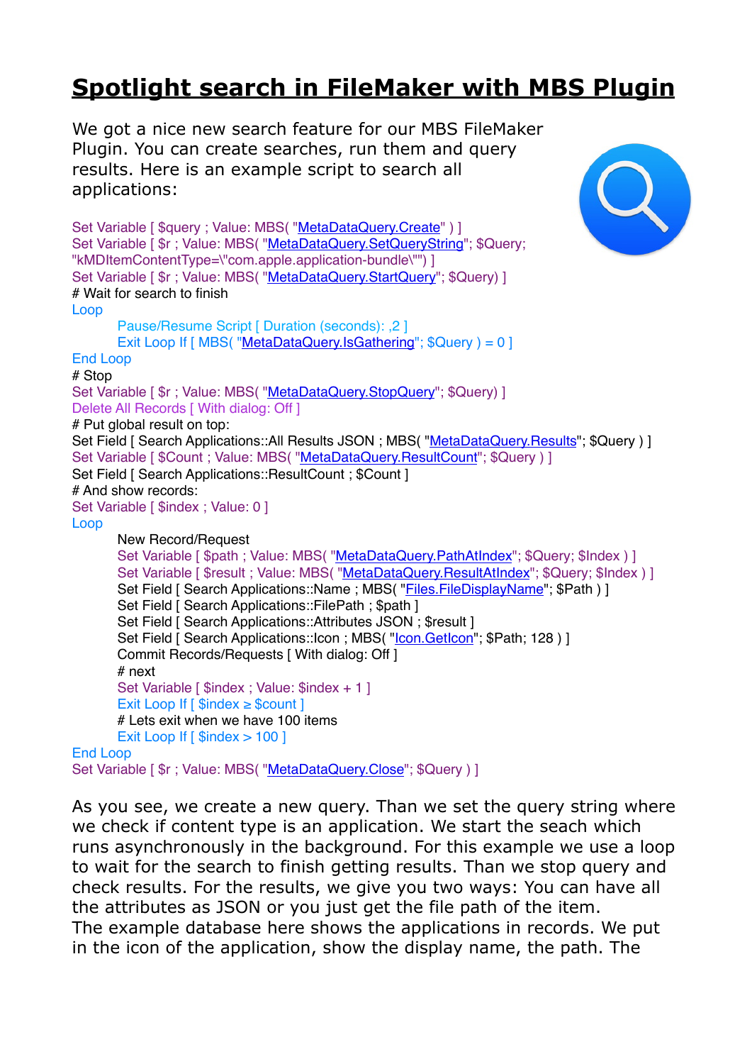# Spotlight search in FileMaker with MBS Plugin

We got a nice new search feature for our MBS FileMaker Plugin. You can create searches, run them and query results. Here is an example script to search all applications:

```
Set Variable [ $query ; Value: MBS( "MetaDataQuery.Create" ) ]
Set Variable [ $r ; Value: MBS( "MetaDataQuery.SetQueryString"; $Query;
"kMDItemContentType=\"com.apple.application-bundle\"") ]
Set Variable [ $r ; Value: MBS( "MetaDataQuery.StartQuery"; $Query) ]
# Wait for search to finish
Loop
    Pause/Resume Script [ Duration (seconds): ,2 ]
    Exit Loop If [ MBS( "MetaDataQuery.IsGathering"; $Query ) = 0 ]
End Loop
# Stop
Set Variable [ $r ; Value: MBS( "MetaDataQuery.StopQuery"; $Query) ]
Delete All Records [ With dialog: Off ]
# Put global result on top:
Set Field [ Search Applications::All Results JSON ; MBS( "MetaDataQuery.Results"; $Query ) ]
Set Variable [ $Count ; Value: MBS( "MetaDataQuery.ResultCount"; $Query ) ]
Set Field [ Search Applications::ResultCount ; $Count ]
# And show records:
Set Variable [ $index ; Value: 0 ]
Loop
    New Record/Request
    Set Variable [ $path ; Value: MBS( "MetaDataQuery.PathAtIndex"; $Query; $Index ) ]
    Set Variable [ $result ; Value: MBS( "MetaDataQuery.ResultAtIndex"; $Query; $Index ) ]
    Set Field [ Search Applications::Name ; MBS( "Files.FileDisplayName"; $Path ) ]
    Set Field [ Search Applications::FilePath ; $path ]
    Set Field [ Search Applications::Attributes JSON ; $result ]
    Set Field [ Search Applications::Icon ; MBS( "Icon.GetIcon"; $Path; 128 ) ]
    Commit Records/Requests [ With dialog: Off ]
    # next
    Set Variable [ $index ; Value: $index + 1 ]
    Exit Loop If [ $index ≥ $count ]
    # Lets exit when we have 100 items
    Exit Loop If [ $index > 100 ]
End Loop
Set Variable [ $r ; Value: MBS( "MetaDataQuery.Close"; $Query ) ]
```

As you see, we create a new query. Than we set the query string where we check if content type is an application. We start the seach which runs asynchronously in the background. For this example we use a loop to wait for the search to finish getting results. Than we stop query and check results. For the results, we give you two ways: You can have all the attributes as JSON or you just get the file path of the item.
The example database here shows the applications in records. We put in the icon of the application, show the display name, the path. The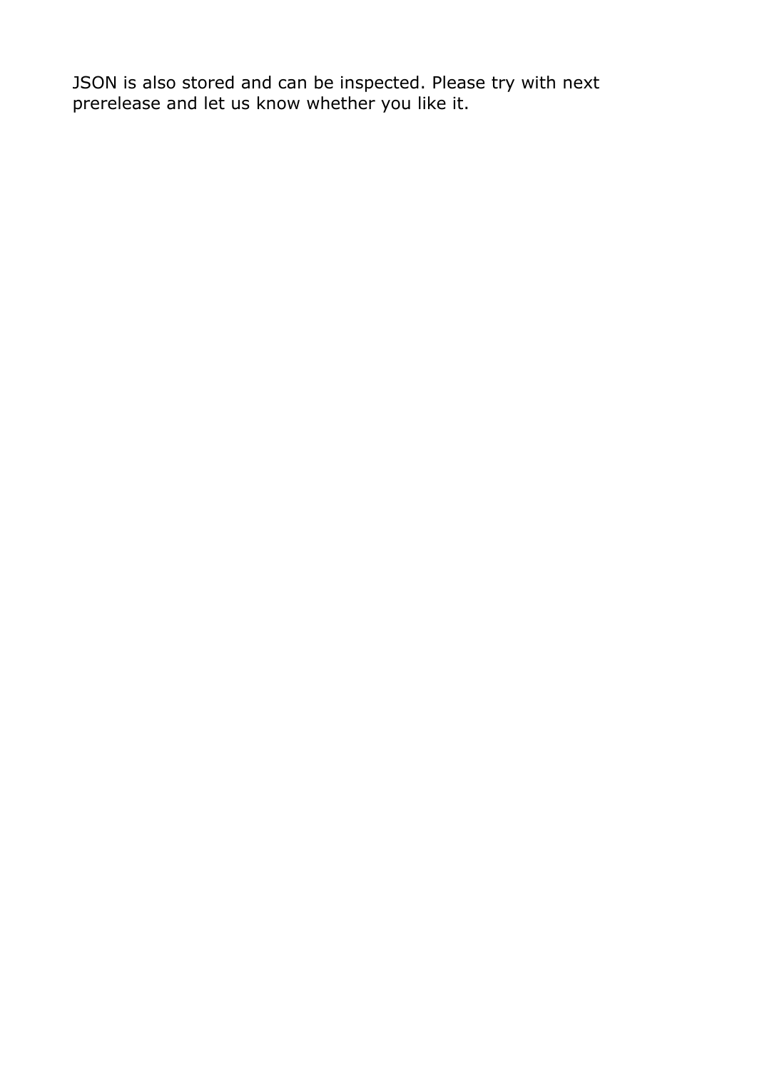JSON is also stored and can be inspected. Please try with next prerelease and let us know whether you like it.